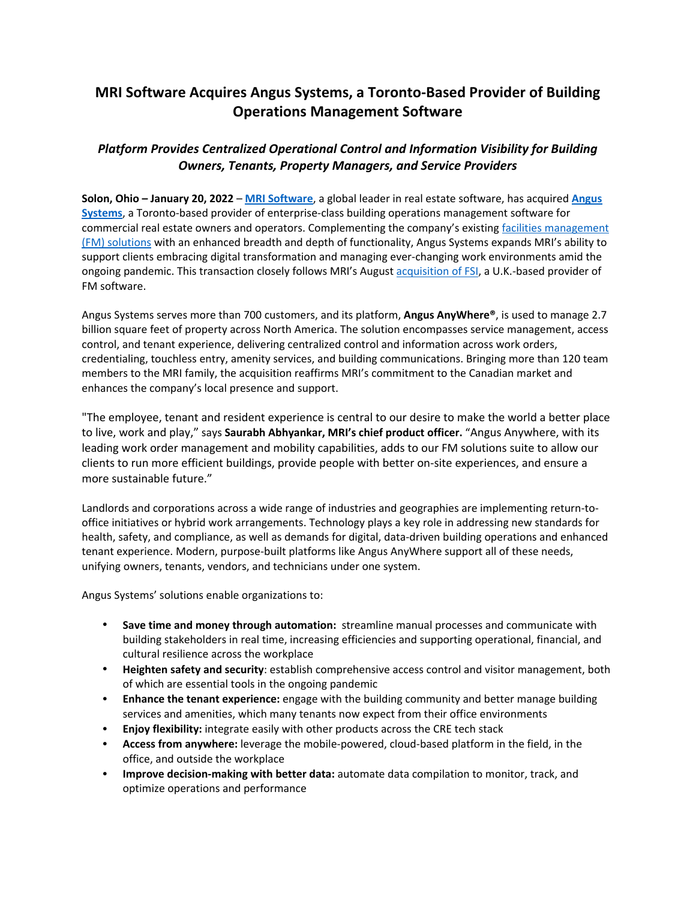# MRI Software Acquires Angus Systems, a Toronto-Based Provider of Building Operations Management Software

## *Platform Provides Centralized Operational Control and Information Visibility for Building Owners, Tenants, Property Managers, and Service Providers*

**Solon, Ohio – January 20, 2022** – **MRI Software**, a global leader in real estate software, has acquired **Angus Systems**, a Toronto-based provider of enterprise-class building operations management software for commercial real estate owners and operators. Complementing the company's existing facilities management (FM) solutions with an enhanced breadth and depth of functionality, Angus Systems expands MRI's ability to support clients embracing digital transformation and managing ever-changing work environments amid the ongoing pandemic. This transaction closely follows MRI's August acquisition of FSI, a U.K.-based provider of FM software.

Angus Systems serves more than 700 customers, and its platform, **Angus AnyWhere®**, is used to manage 2.7 billion square feet of property across North America. The solution encompasses service management, access control, and tenant experience, delivering centralized control and information across work orders, credentialing, touchless entry, amenity services, and building communications. Bringing more than 120 team members to the MRI family, the acquisition reaffirms MRI's commitment to the Canadian market and enhances the company's local presence and support.

"The employee, tenant and resident experience is central to our desire to make the world a better place to live, work and play," says **Saurabh Abhyankar, MRI's chief product officer.** "Angus Anywhere, with its leading work order management and mobility capabilities, adds to our FM solutions suite to allow our clients to run more efficient buildings, provide people with better on-site experiences, and ensure a more sustainable future."

Landlords and corporations across a wide range of industries and geographies are implementing return-to-office initiatives or hybrid work arrangements. Technology plays a key role in addressing new standards for health, safety, and compliance, as well as demands for digital, data-driven building operations and enhanced tenant experience. Modern, purpose-built platforms like Angus AnyWhere support all of these needs, unifying owners, tenants, vendors, and technicians under one system.

Angus Systems' solutions enable organizations to:

- **Save time and money through automation:** streamline manual processes and communicate with building stakeholders in real time, increasing efficiencies and supporting operational, financial, and cultural resilience across the workplace
- **Heighten safety and security**: establish comprehensive access control and visitor management, both of which are essential tools in the ongoing pandemic
- **Enhance the tenant experience:** engage with the building community and better manage building services and amenities, which many tenants now expect from their office environments
- **Enjoy flexibility:** integrate easily with other products across the CRE tech stack
- **Access from anywhere:** leverage the mobile-powered, cloud-based platform in the field, in the office, and outside the workplace
- **Improve decision-making with better data:** automate data compilation to monitor, track, and optimize operations and performance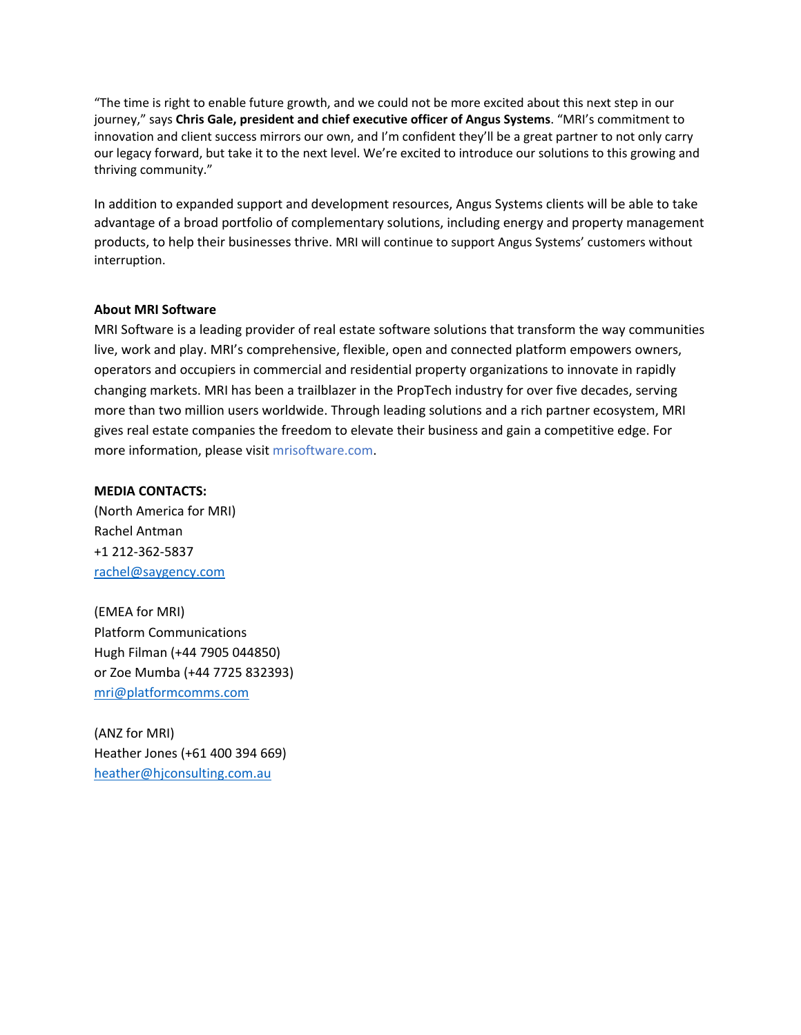"The time is right to enable future growth, and we could not be more excited about this next step in our journey," says **Chris Gale, president and chief executive officer of Angus Systems**. "MRI's commitment to innovation and client success mirrors our own, and I'm confident they'll be a great partner to not only carry our legacy forward, but take it to the next level. We're excited to introduce our solutions to this growing and thriving community."

In addition to expanded support and development resources, Angus Systems clients will be able to take advantage of a broad portfolio of complementary solutions, including energy and property management products, to help their businesses thrive. MRI will continue to support Angus Systems' customers without interruption.

**About MRI Software**

MRI Software is a leading provider of real estate software solutions that transform the way communities live, work and play. MRI's comprehensive, flexible, open and connected platform empowers owners, operators and occupiers in commercial and residential property organizations to innovate in rapidly changing markets. MRI has been a trailblazer in the PropTech industry for over five decades, serving more than two million users worldwide. Through leading solutions and a rich partner ecosystem, MRI gives real estate companies the freedom to elevate their business and gain a competitive edge. For more information, please visit mrisoftware.com.

**MEDIA CONTACTS:**

(North America for MRI)
Rachel Antman
+1 212-362-5837
rachel@saygency.com

(EMEA for MRI)
Platform Communications
Hugh Filman (+44 7905 044850)
or Zoe Mumba (+44 7725 832393)
mri@platformcomms.com

(ANZ for MRI)
Heather Jones (+61 400 394 669)
heather@hjconsulting.com.au